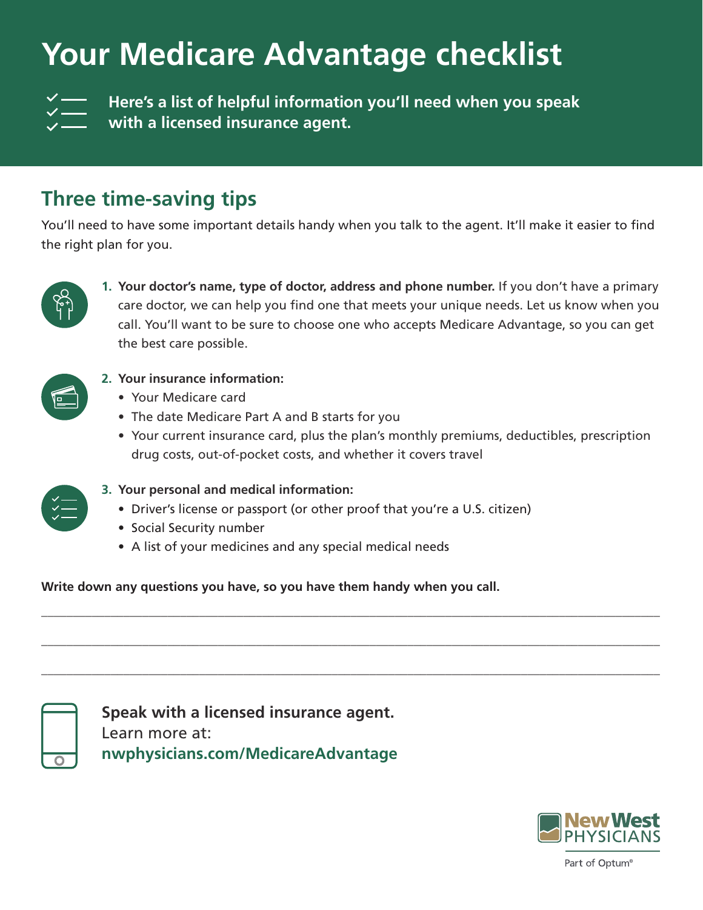# Your Medicare Advantage checklist

**Here's a list of helpful information you'll need when you speak with a licensed insurance agent.**

## Three time-saving tips

You'll need to have some important details handy when you talk to the agent. It'll make it easier to find the right plan for you.

1. **Your doctor's name, type of doctor, address and phone number.** If you don't have a primary care doctor, we can help you find one that meets your unique needs. Let us know when you call. You'll want to be sure to choose one who accepts Medicare Advantage, so you can get the best care possible.
2. **Your insurance information:**
   - Your Medicare card
   - The date Medicare Part A and B starts for you
   - Your current insurance card, plus the plan's monthly premiums, deductibles, prescription drug costs, out-of-pocket costs, and whether it covers travel
3. **Your personal and medical information:**
   - Driver's license or passport (or other proof that you're a U.S. citizen)
   - Social Security number
   - A list of your medicines and any special medical needs

**Write down any questions you have, so you have them handy when you call.**

\_\_\_\_\_\_\_\_\_\_\_\_\_\_\_\_\_\_\_\_\_\_\_\_\_\_\_\_\_\_\_\_\_\_\_\_\_\_\_\_

\_\_\_\_\_\_\_\_\_\_\_\_\_\_\_\_\_\_\_\_\_\_\_\_\_\_\_\_\_\_\_\_\_\_\_\_\_\_\_\_

\_\_\_\_\_\_\_\_\_\_\_\_\_\_\_\_\_\_\_\_\_\_\_\_\_\_\_\_\_\_\_\_\_\_\_\_\_\_\_\_

**Speak with a licensed insurance agent.**
Learn more at:
**nwphysicians.com/MedicareAdvantage**

New West PHYSICIANS
Part of Optum®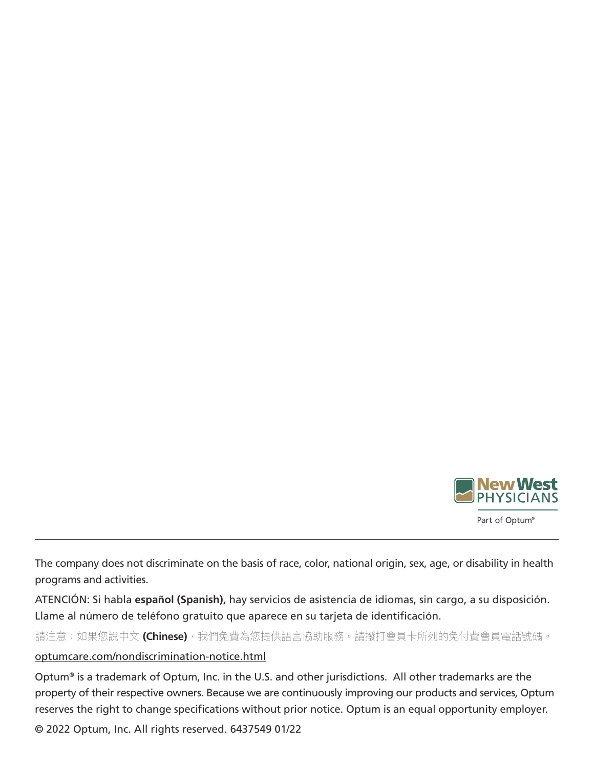New West PHYSICIANS

Part of Optum®

---

The company does not discriminate on the basis of race, color, national origin, sex, age, or disability in health programs and activities.

ATENCIÓN: Si habla **español (Spanish),** hay servicios de asistencia de idiomas, sin cargo, a su disposición. Llame al número de teléfono gratuito que aparece en su tarjeta de identificación.

請注意：如果您說中文 **(Chinese)**，我們免費為您提供語言協助服務。請撥打會員卡所列的免付費會員電話號碼。

optumcare.com/nondiscrimination-notice.html

Optum® is a trademark of Optum, Inc. in the U.S. and other jurisdictions. All other trademarks are the property of their respective owners. Because we are continuously improving our products and services, Optum reserves the right to change specifications without prior notice. Optum is an equal opportunity employer.

© 2022 Optum, Inc. All rights reserved. 6437549 01/22